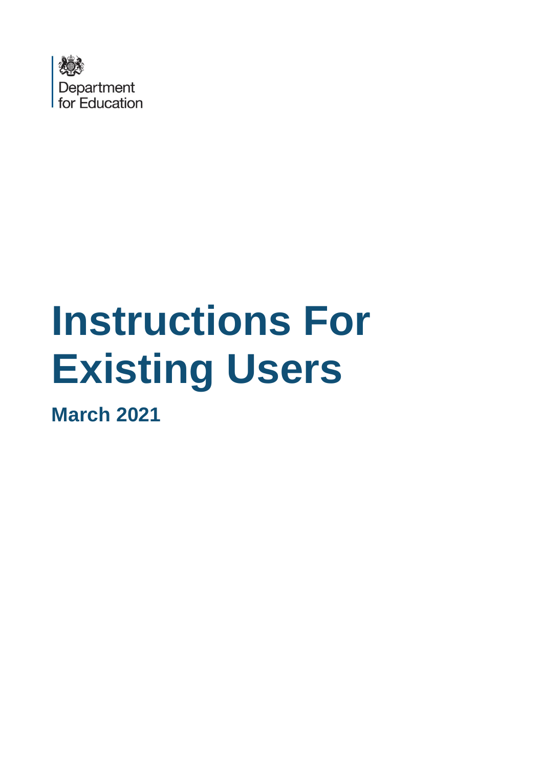Department for Education

# Instructions For Existing Users

**March 2021**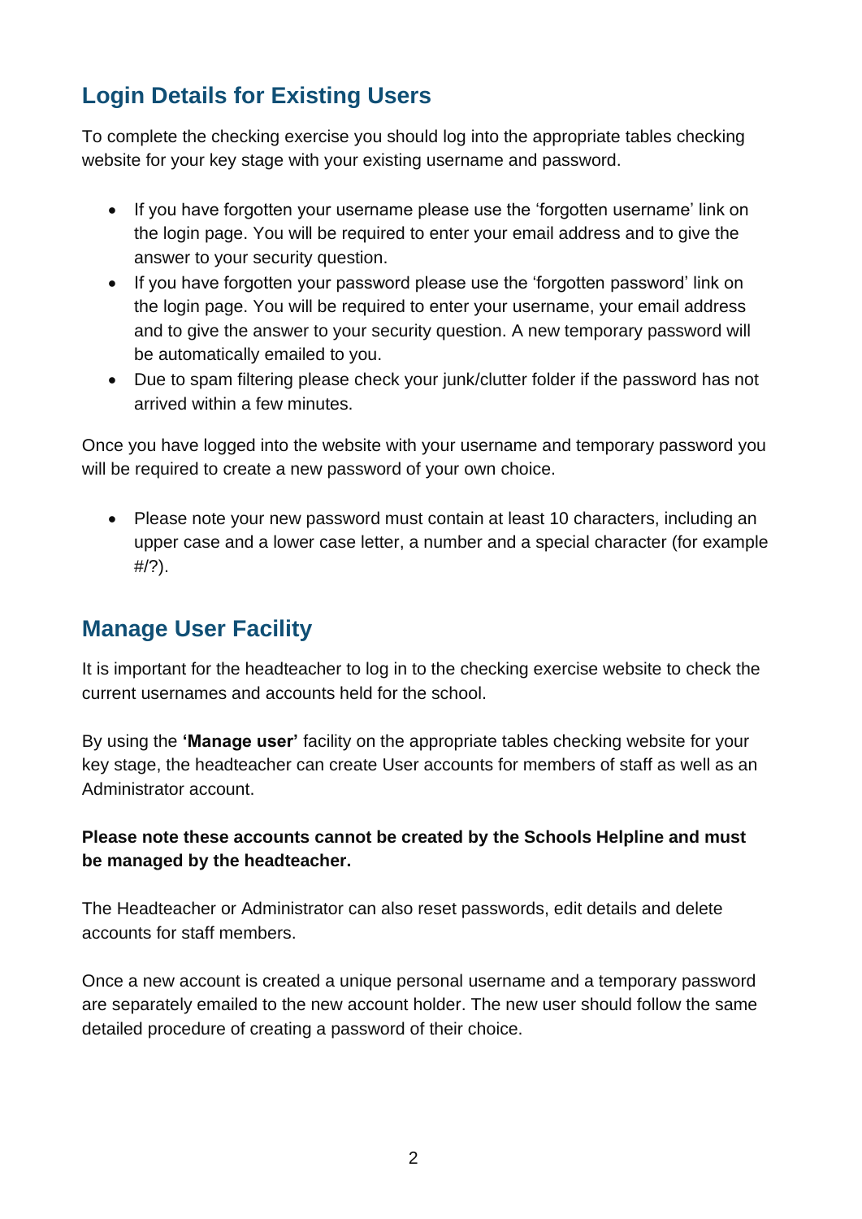## Login Details for Existing Users

To complete the checking exercise you should log into the appropriate tables checking website for your key stage with your existing username and password.

- If you have forgotten your username please use the 'forgotten username' link on the login page. You will be required to enter your email address and to give the answer to your security question.
- If you have forgotten your password please use the 'forgotten password' link on the login page. You will be required to enter your username, your email address and to give the answer to your security question. A new temporary password will be automatically emailed to you.
- Due to spam filtering please check your junk/clutter folder if the password has not arrived within a few minutes.

Once you have logged into the website with your username and temporary password you will be required to create a new password of your own choice.

- Please note your new password must contain at least 10 characters, including an upper case and a lower case letter, a number and a special character (for example #/?).

## Manage User Facility

It is important for the headteacher to log in to the checking exercise website to check the current usernames and accounts held for the school.

By using the **'Manage user'** facility on the appropriate tables checking website for your key stage, the headteacher can create User accounts for members of staff as well as an Administrator account.

**Please note these accounts cannot be created by the Schools Helpline and must be managed by the headteacher.**

The Headteacher or Administrator can also reset passwords, edit details and delete accounts for staff members.

Once a new account is created a unique personal username and a temporary password are separately emailed to the new account holder. The new user should follow the same detailed procedure of creating a password of their choice.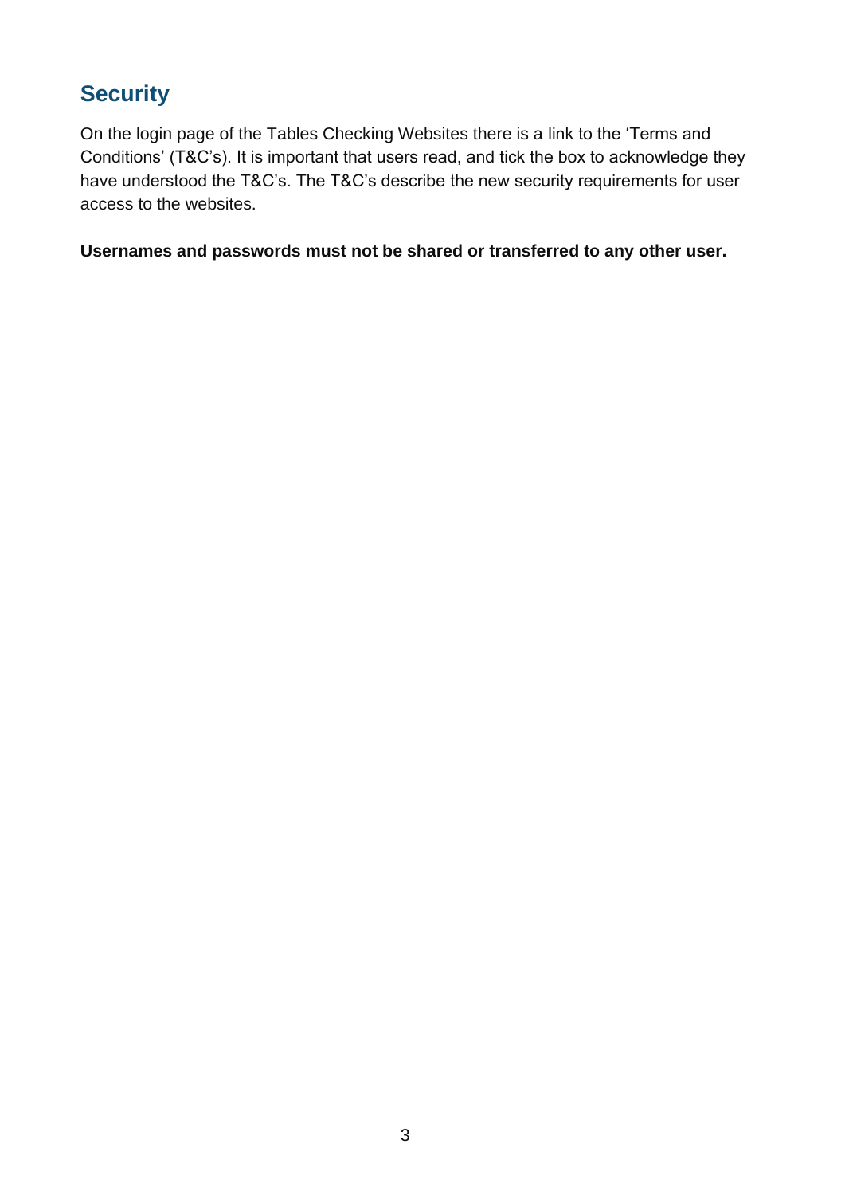## Security

On the login page of the Tables Checking Websites there is a link to the 'Terms and Conditions' (T&C's). It is important that users read, and tick the box to acknowledge they have understood the T&C's. The T&C's describe the new security requirements for user access to the websites.

**Usernames and passwords must not be shared or transferred to any other user.**